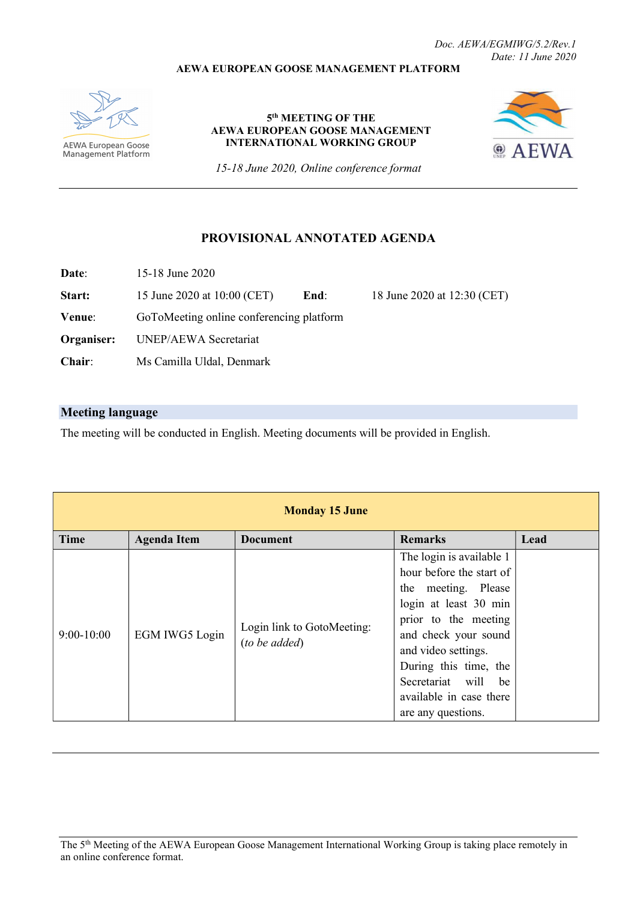Doc. AEWA/EGMIWG/5.2/Rev.1
Date: 11 June 2020

**AEWA EUROPEAN GOOSE MANAGEMENT PLATFORM**

AEWA European Goose Management Platform

**5th MEETING OF THE AEWA EUROPEAN GOOSE MANAGEMENT INTERNATIONAL WORKING GROUP**

*15-18 June 2020, Online conference format*

AEWA

---

# PROVISIONAL ANNOTATED AGENDA

**Date**: 15-18 June 2020

**Start:** 15 June 2020 at 10:00 (CET) **End**: 18 June 2020 at 12:30 (CET)

**Venue**: GoToMeeting online conferencing platform

**Organiser:** UNEP/AEWA Secretariat

**Chair**: Ms Camilla Uldal, Denmark

## Meeting language

The meeting will be conducted in English. Meeting documents will be provided in English.

| **Monday 15 June** | | | | |
|---|---|---|---|---|
| **Time** | **Agenda Item** | **Document** | **Remarks** | **Lead** |
| 9:00-10:00 | EGM IWG5 Login | Login link to GotoMeeting: (*to be added*) | The login is available 1 hour before the start of the meeting. Please login at least 30 min prior to the meeting and check your sound and video settings. During this time, the Secretariat will be available in case there are any questions. | |

---

The 5th Meeting of the AEWA European Goose Management International Working Group is taking place remotely in an online conference format.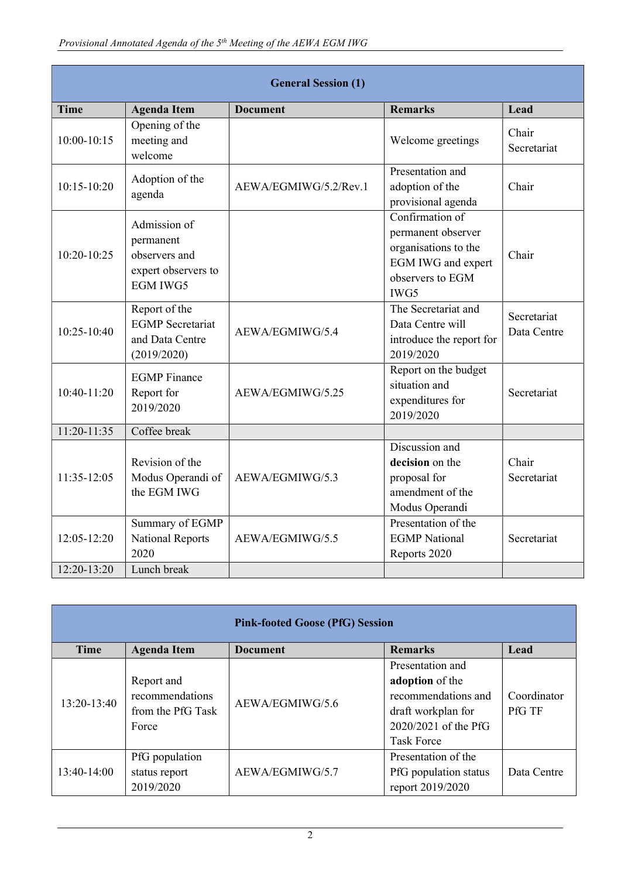| General Session (1) | | | | |
|---|---|---|---|---|
| **Time** | **Agenda Item** | **Document** | **Remarks** | **Lead** |
| 10:00-10:15 | Opening of the meeting and welcome | | Welcome greetings | Chair Secretariat |
| 10:15-10:20 | Adoption of the agenda | AEWA/EGMIWG/5.2/Rev.1 | Presentation and adoption of the provisional agenda | Chair |
| 10:20-10:25 | Admission of permanent observers and expert observers to EGM IWG5 | | Confirmation of permanent observer organisations to the EGM IWG and expert observers to EGM IWG5 | Chair |
| 10:25-10:40 | Report of the EGMP Secretariat and Data Centre (2019/2020) | AEWA/EGMIWG/5.4 | The Secretariat and Data Centre will introduce the report for 2019/2020 | Secretariat Data Centre |
| 10:40-11:20 | EGMP Finance Report for 2019/2020 | AEWA/EGMIWG/5.25 | Report on the budget situation and expenditures for 2019/2020 | Secretariat |
| 11:20-11:35 | Coffee break | | | |
| 11:35-12:05 | Revision of the Modus Operandi of the EGM IWG | AEWA/EGMIWG/5.3 | Discussion and **decision** on the proposal for amendment of the Modus Operandi | Chair Secretariat |
| 12:05-12:20 | Summary of EGMP National Reports 2020 | AEWA/EGMIWG/5.5 | Presentation of the EGMP National Reports 2020 | Secretariat |
| 12:20-13:20 | Lunch break | | | |

| Pink-footed Goose (PfG) Session | | | | |
|---|---|---|---|---|
| **Time** | **Agenda Item** | **Document** | **Remarks** | **Lead** |
| 13:20-13:40 | Report and recommendations from the PfG Task Force | AEWA/EGMIWG/5.6 | Presentation and **adoption** of the recommendations and draft workplan for 2020/2021 of the PfG Task Force | Coordinator PfG TF |
| 13:40-14:00 | PfG population status report 2019/2020 | AEWA/EGMIWG/5.7 | Presentation of the PfG population status report 2019/2020 | Data Centre |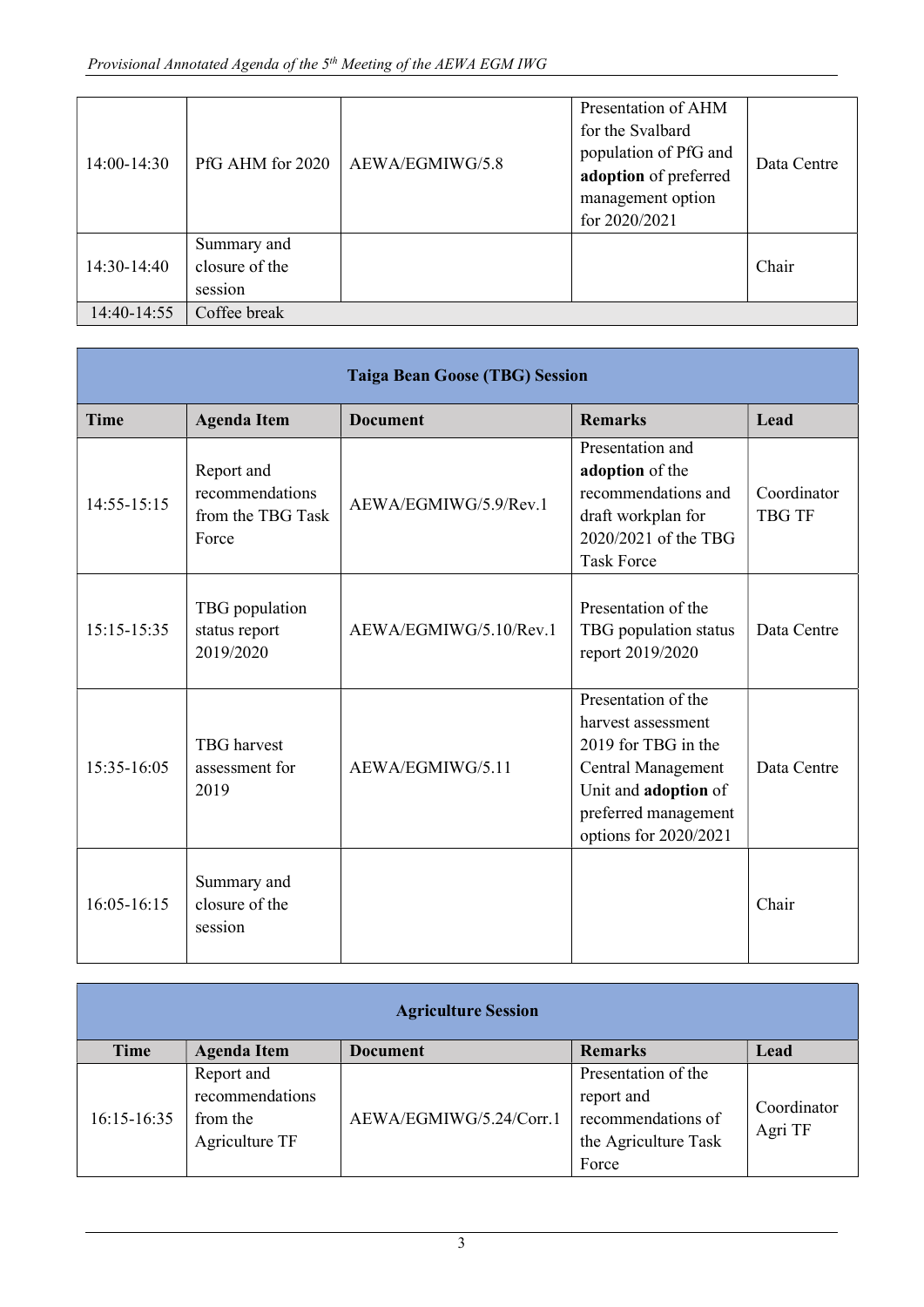| 14:00-14:30 | PfG AHM for 2020 | AEWA/EGMIWG/5.8 | Presentation of AHM for the Svalbard population of PfG and **adoption** of preferred management option for 2020/2021 | Data Centre |
|---|---|---|---|---|
| 14:30-14:40 | Summary and closure of the session | | | Chair |
| 14:40-14:55 | Coffee break | | | |

**Taiga Bean Goose (TBG) Session**

| Time | Agenda Item | Document | Remarks | Lead |
|---|---|---|---|---|
| 14:55-15:15 | Report and recommendations from the TBG Task Force | AEWA/EGMIWG/5.9/Rev.1 | Presentation and **adoption** of the recommendations and draft workplan for 2020/2021 of the TBG Task Force | Coordinator TBG TF |
| 15:15-15:35 | TBG population status report 2019/2020 | AEWA/EGMIWG/5.10/Rev.1 | Presentation of the TBG population status report 2019/2020 | Data Centre |
| 15:35-16:05 | TBG harvest assessment for 2019 | AEWA/EGMIWG/5.11 | Presentation of the harvest assessment 2019 for TBG in the Central Management Unit and **adoption** of preferred management options for 2020/2021 | Data Centre |
| 16:05-16:15 | Summary and closure of the session | | | Chair |

**Agriculture Session**

| Time | Agenda Item | Document | Remarks | Lead |
|---|---|---|---|---|
| 16:15-16:35 | Report and recommendations from the Agriculture TF | AEWA/EGMIWG/5.24/Corr.1 | Presentation of the report and recommendations of the Agriculture Task Force | Coordinator Agri TF |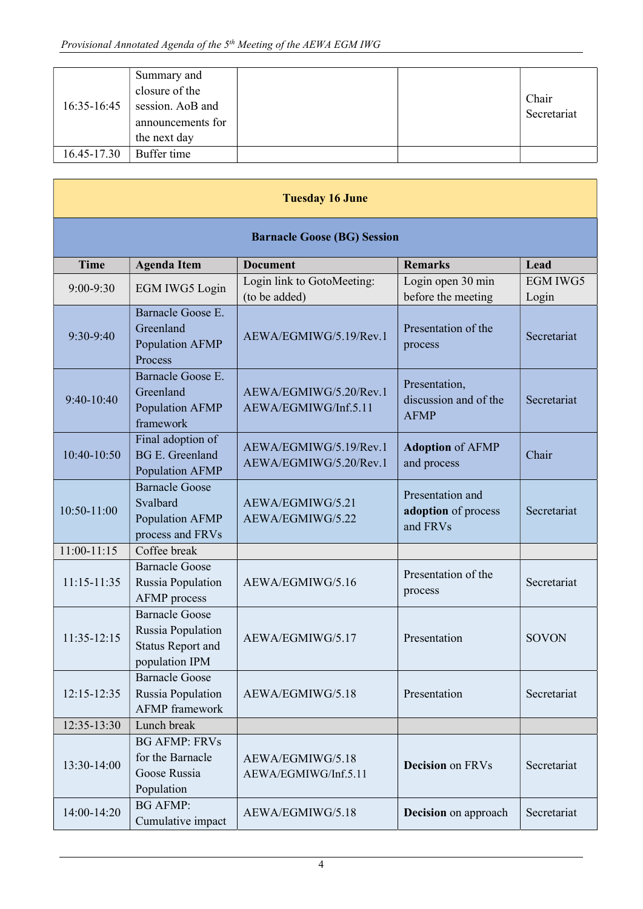| | | | | |
|---|---|---|---|---|
| 16:35-16:45 | Summary and closure of the session. AoB and announcements for the next day | | | Chair<br>Secretariat |
| 16.45-17.30 | Buffer time | | | |

**Tuesday 16 June**

**Barnacle Goose (BG) Session**

| Time | Agenda Item | Document | Remarks | Lead |
|---|---|---|---|---|
| 9:00-9:30 | EGM IWG5 Login | Login link to GotoMeeting: (to be added) | Login open 30 min before the meeting | EGM IWG5 Login |
| 9:30-9:40 | Barnacle Goose E. Greenland Population AFMP Process | AEWA/EGMIWG/5.19/Rev.1 | Presentation of the process | Secretariat |
| 9:40-10:40 | Barnacle Goose E. Greenland Population AFMP framework | AEWA/EGMIWG/5.20/Rev.1<br>AEWA/EGMIWG/Inf.5.11 | Presentation, discussion and of the AFMP | Secretariat |
| 10:40-10:50 | Final adoption of BG E. Greenland Population AFMP | AEWA/EGMIWG/5.19/Rev.1<br>AEWA/EGMIWG/5.20/Rev.1 | **Adoption** of AFMP and process | Chair |
| 10:50-11:00 | Barnacle Goose Svalbard Population AFMP process and FRVs | AEWA/EGMIWG/5.21<br>AEWA/EGMIWG/5.22 | Presentation and **adoption** of process and FRVs | Secretariat |
| 11:00-11:15 | Coffee break | | | |
| 11:15-11:35 | Barnacle Goose Russia Population AFMP process | AEWA/EGMIWG/5.16 | Presentation of the process | Secretariat |
| 11:35-12:15 | Barnacle Goose Russia Population Status Report and population IPM | AEWA/EGMIWG/5.17 | Presentation | SOVON |
| 12:15-12:35 | Barnacle Goose Russia Population AFMP framework | AEWA/EGMIWG/5.18 | Presentation | Secretariat |
| 12:35-13:30 | Lunch break | | | |
| 13:30-14:00 | BG AFMP: FRVs for the Barnacle Goose Russia Population | AEWA/EGMIWG/5.18<br>AEWA/EGMIWG/Inf.5.11 | **Decision** on FRVs | Secretariat |
| 14:00-14:20 | BG AFMP: Cumulative impact | AEWA/EGMIWG/5.18 | **Decision** on approach | Secretariat |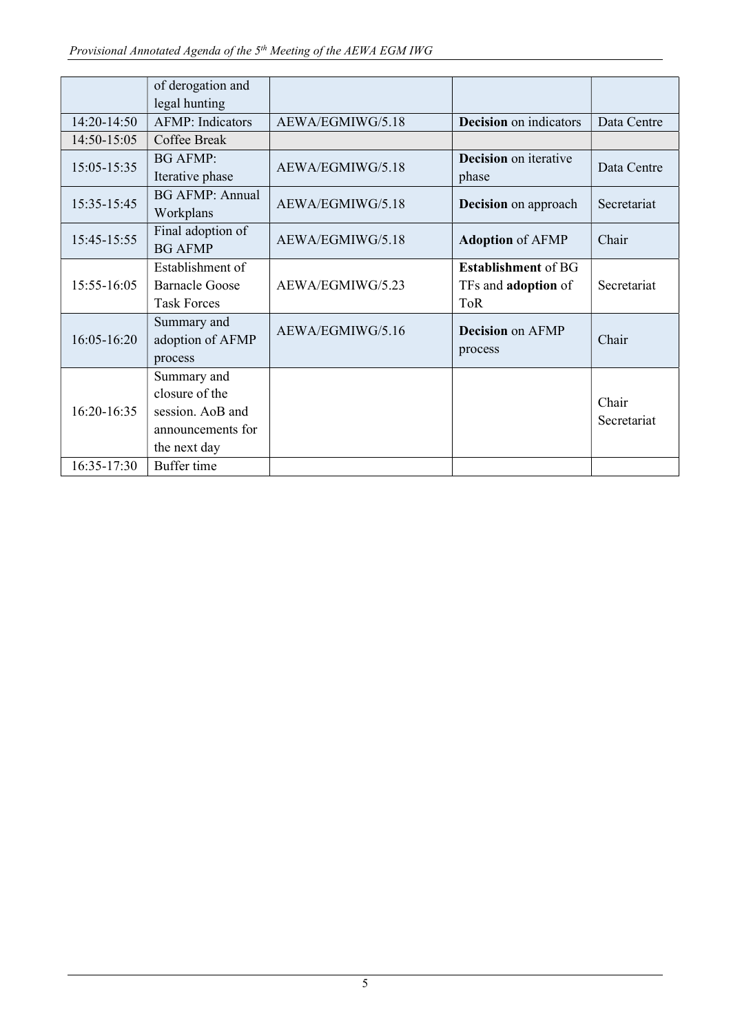|  | of derogation and legal hunting |  |  |  |
| --- | --- | --- | --- | --- |
| 14:20-14:50 | AFMP: Indicators | AEWA/EGMIWG/5.18 | **Decision** on indicators | Data Centre |
| 14:50-15:05 | Coffee Break |  |  |  |
| 15:05-15:35 | BG AFMP: Iterative phase | AEWA/EGMIWG/5.18 | **Decision** on iterative phase | Data Centre |
| 15:35-15:45 | BG AFMP: Annual Workplans | AEWA/EGMIWG/5.18 | **Decision** on approach | Secretariat |
| 15:45-15:55 | Final adoption of BG AFMP | AEWA/EGMIWG/5.18 | **Adoption** of AFMP | Chair |
| 15:55-16:05 | Establishment of Barnacle Goose Task Forces | AEWA/EGMIWG/5.23 | **Establishment** of BG TFs and **adoption** of ToR | Secretariat |
| 16:05-16:20 | Summary and adoption of AFMP process | AEWA/EGMIWG/5.16 | **Decision** on AFMP process | Chair |
| 16:20-16:35 | Summary and closure of the session. AoB and announcements for the next day |  |  | Chair Secretariat |
| 16:35-17:30 | Buffer time |  |  |  |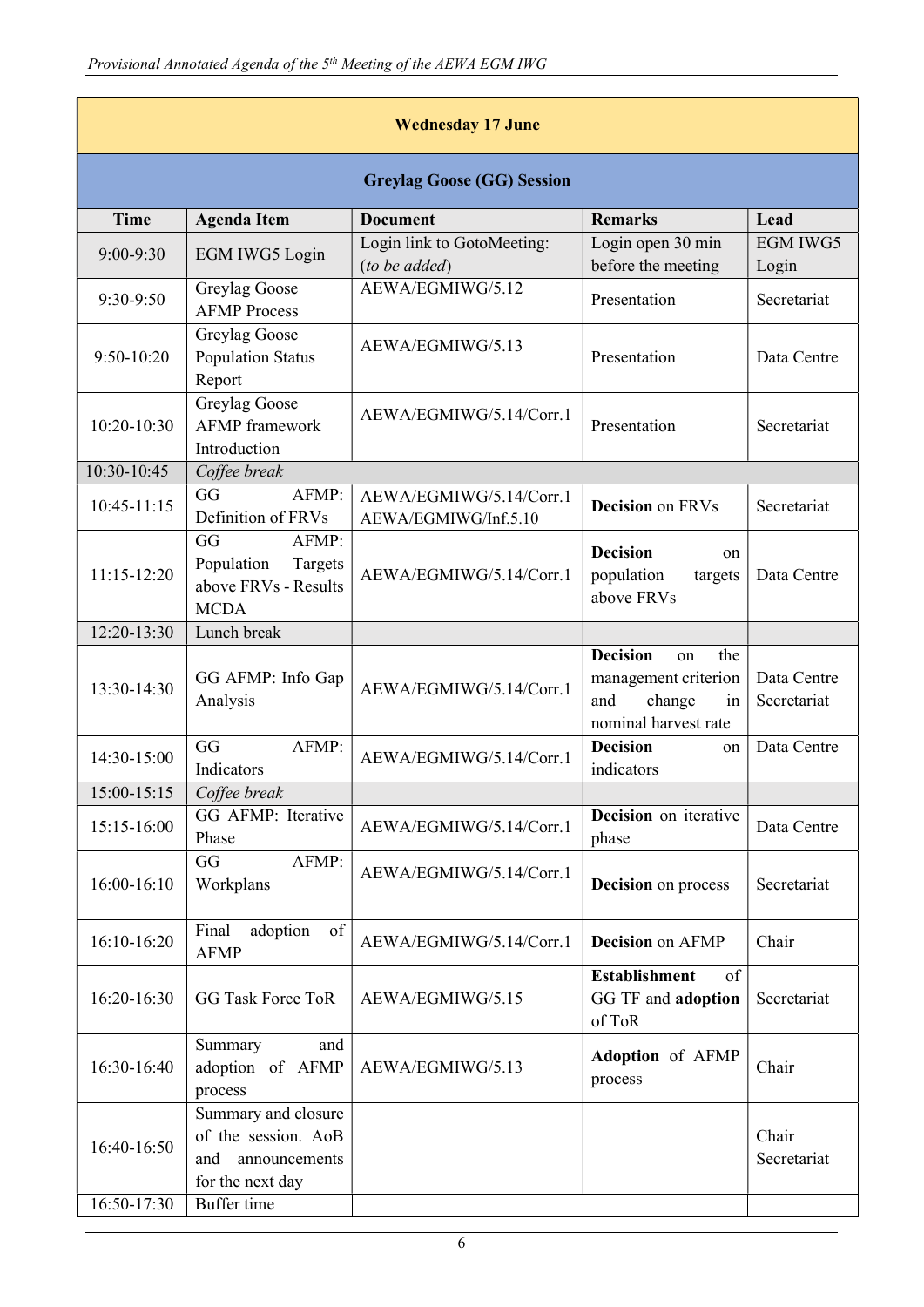| Wednesday 17 June | | | | |
|---|---|---|---|---|
| **Greylag Goose (GG) Session** | | | | |
| **Time** | **Agenda Item** | **Document** | **Remarks** | **Lead** |
| 9:00-9:30 | EGM IWG5 Login | Login link to GotoMeeting: (*to be added*) | Login open 30 min before the meeting | EGM IWG5 Login |
| 9:30-9:50 | Greylag Goose AFMP Process | AEWA/EGMIWG/5.12 | Presentation | Secretariat |
| 9:50-10:20 | Greylag Goose Population Status Report | AEWA/EGMIWG/5.13 | Presentation | Data Centre |
| 10:20-10:30 | Greylag Goose AFMP framework Introduction | AEWA/EGMIWG/5.14/Corr.1 | Presentation | Secretariat |
| 10:30-10:45 | *Coffee break* | | | |
| 10:45-11:15 | GG AFMP: Definition of FRVs | AEWA/EGMIWG/5.14/Corr.1 AEWA/EGMIWG/Inf.5.10 | **Decision** on FRVs | Secretariat |
| 11:15-12:20 | GG AFMP: Population Targets above FRVs - Results MCDA | AEWA/EGMIWG/5.14/Corr.1 | **Decision** on population targets above FRVs | Data Centre |
| 12:20-13:30 | Lunch break | | | |
| 13:30-14:30 | GG AFMP: Info Gap Analysis | AEWA/EGMIWG/5.14/Corr.1 | **Decision** on the management criterion and change in nominal harvest rate | Data Centre Secretariat |
| 14:30-15:00 | GG AFMP: Indicators | AEWA/EGMIWG/5.14/Corr.1 | **Decision** on indicators | Data Centre |
| 15:00-15:15 | *Coffee break* | | | |
| 15:15-16:00 | GG AFMP: Iterative Phase | AEWA/EGMIWG/5.14/Corr.1 | **Decision** on iterative phase | Data Centre |
| 16:00-16:10 | GG AFMP: Workplans | AEWA/EGMIWG/5.14/Corr.1 | **Decision** on process | Secretariat |
| 16:10-16:20 | Final adoption of AFMP | AEWA/EGMIWG/5.14/Corr.1 | **Decision** on AFMP | Chair |
| 16:20-16:30 | GG Task Force ToR | AEWA/EGMIWG/5.15 | **Establishment** of GG TF and **adoption** of ToR | Secretariat |
| 16:30-16:40 | Summary and adoption of AFMP process | AEWA/EGMIWG/5.13 | **Adoption** of AFMP process | Chair |
| 16:40-16:50 | Summary and closure of the session. AoB and announcements for the next day | | | Chair Secretariat |
| 16:50-17:30 | Buffer time | | | |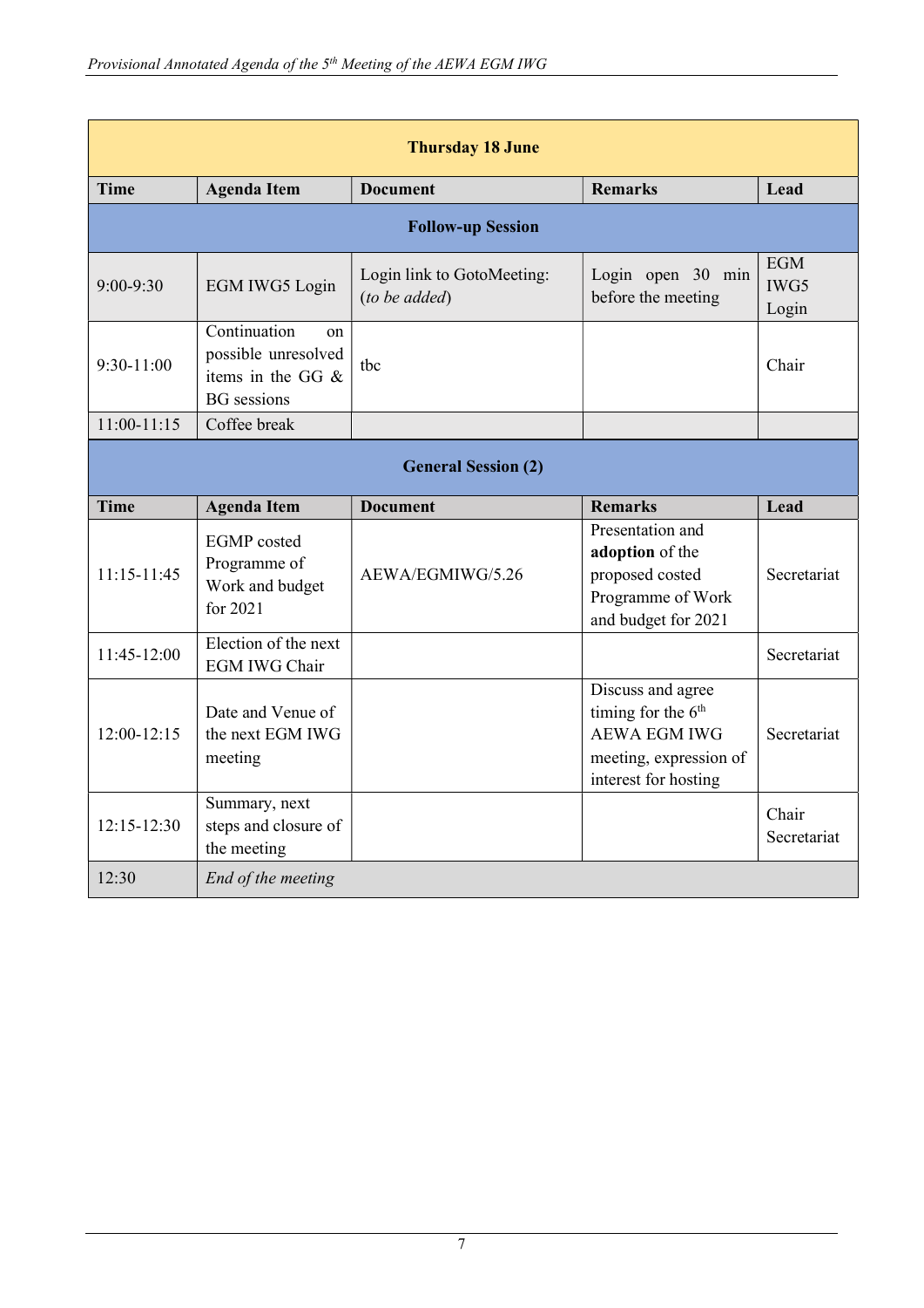| Thursday 18 June | | | | |
|---|---|---|---|---|
| **Time** | **Agenda Item** | **Document** | **Remarks** | **Lead** |
| **Follow-up Session** | | | | |
| 9:00-9:30 | EGM IWG5 Login | Login link to GotoMeeting: (*to be added*) | Login open 30 min before the meeting | EGM IWG5 Login |
| 9:30-11:00 | Continuation on possible unresolved items in the GG & BG sessions | tbc | | Chair |
| 11:00-11:15 | Coffee break | | | |
| **General Session (2)** | | | | |
| **Time** | **Agenda Item** | **Document** | **Remarks** | **Lead** |
| 11:15-11:45 | EGMP costed Programme of Work and budget for 2021 | AEWA/EGMIWG/5.26 | Presentation and **adoption** of the proposed costed Programme of Work and budget for 2021 | Secretariat |
| 11:45-12:00 | Election of the next EGM IWG Chair | | | Secretariat |
| 12:00-12:15 | Date and Venue of the next EGM IWG meeting | | Discuss and agree timing for the 6th AEWA EGM IWG meeting, expression of interest for hosting | Secretariat |
| 12:15-12:30 | Summary, next steps and closure of the meeting | | | Chair Secretariat |
| 12:30 | *End of the meeting* | | | |